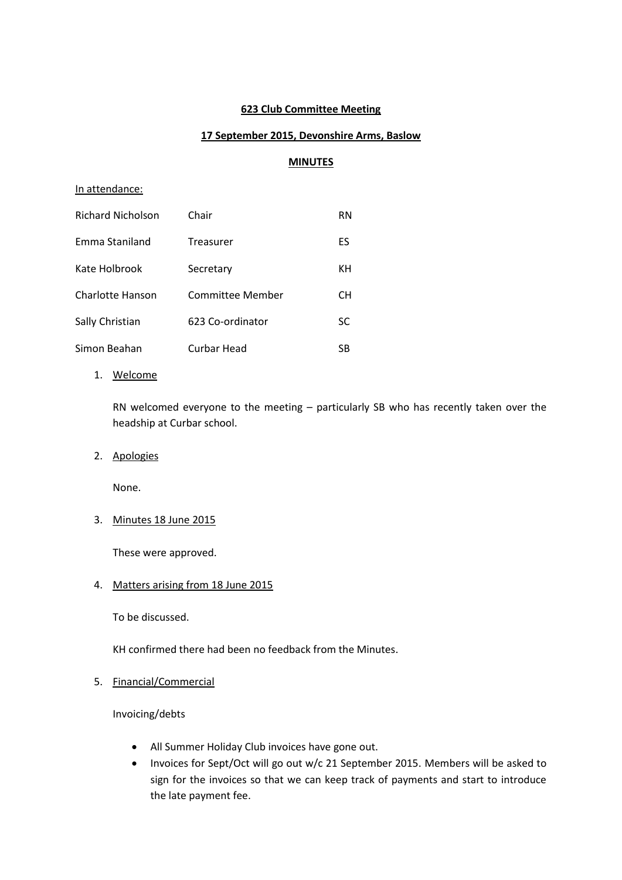**623 Club Committee Meeting**

**17 September 2015, Devonshire Arms, Baslow**

**MINUTES**

In attendance:

| | | |
|---|---|---|
| Richard Nicholson | Chair | RN |
| Emma Staniland | Treasurer | ES |
| Kate Holbrook | Secretary | KH |
| Charlotte Hanson | Committee Member | CH |
| Sally Christian | 623 Co-ordinator | SC |
| Simon Beahan | Curbar Head | SB |

1. Welcome

   RN welcomed everyone to the meeting – particularly SB who has recently taken over the headship at Curbar school.

2. Apologies

   None.

3. Minutes 18 June 2015

   These were approved.

4. Matters arising from 18 June 2015

   To be discussed.

   KH confirmed there had been no feedback from the Minutes.

5. Financial/Commercial

   Invoicing/debts

   - All Summer Holiday Club invoices have gone out.
   - Invoices for Sept/Oct will go out w/c 21 September 2015. Members will be asked to sign for the invoices so that we can keep track of payments and start to introduce the late payment fee.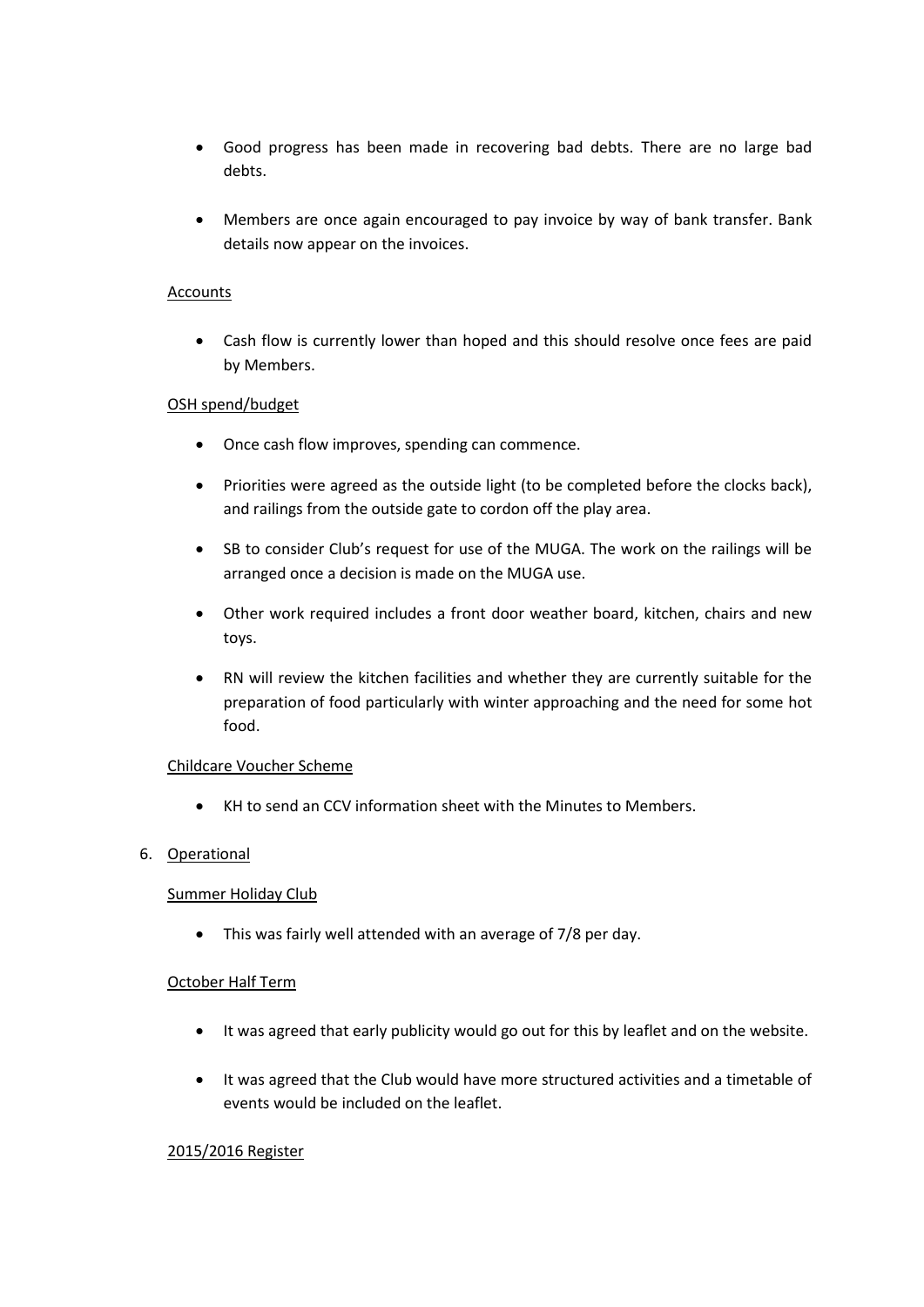- Good progress has been made in recovering bad debts. There are no large bad debts.

- Members are once again encouraged to pay invoice by way of bank transfer. Bank details now appear on the invoices.

Accounts

- Cash flow is currently lower than hoped and this should resolve once fees are paid by Members.

OSH spend/budget

- Once cash flow improves, spending can commence.

- Priorities were agreed as the outside light (to be completed before the clocks back), and railings from the outside gate to cordon off the play area.

- SB to consider Club's request for use of the MUGA. The work on the railings will be arranged once a decision is made on the MUGA use.

- Other work required includes a front door weather board, kitchen, chairs and new toys.

- RN will review the kitchen facilities and whether they are currently suitable for the preparation of food particularly with winter approaching and the need for some hot food.

Childcare Voucher Scheme

- KH to send an CCV information sheet with the Minutes to Members.

6. Operational

Summer Holiday Club

- This was fairly well attended with an average of 7/8 per day.

October Half Term

- It was agreed that early publicity would go out for this by leaflet and on the website.

- It was agreed that the Club would have more structured activities and a timetable of events would be included on the leaflet.

2015/2016 Register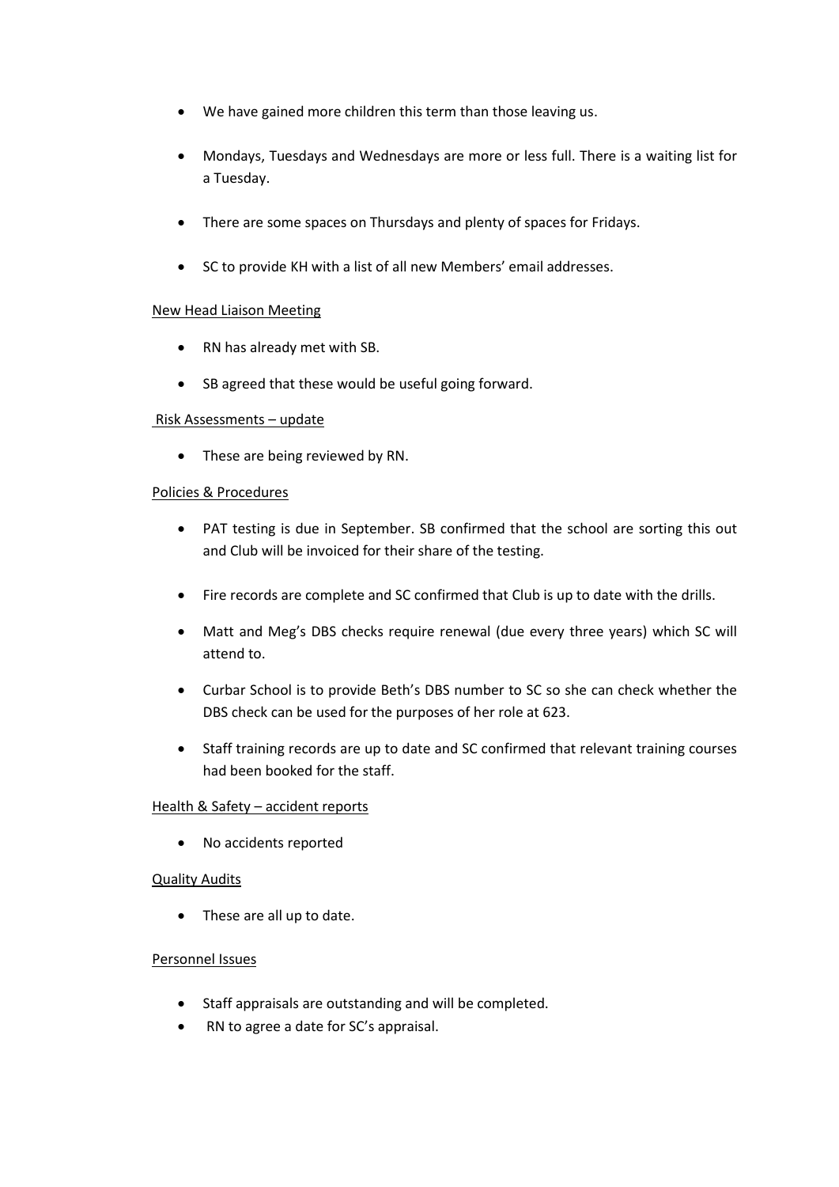- We have gained more children this term than those leaving us.
- Mondays, Tuesdays and Wednesdays are more or less full. There is a waiting list for a Tuesday.
- There are some spaces on Thursdays and plenty of spaces for Fridays.
- SC to provide KH with a list of all new Members' email addresses.

<u>New Head Liaison Meeting</u>

- RN has already met with SB.
- SB agreed that these would be useful going forward.

<u>Risk Assessments – update</u>

- These are being reviewed by RN.

<u>Policies & Procedures</u>

- PAT testing is due in September. SB confirmed that the school are sorting this out and Club will be invoiced for their share of the testing.
- Fire records are complete and SC confirmed that Club is up to date with the drills.
- Matt and Meg's DBS checks require renewal (due every three years) which SC will attend to.
- Curbar School is to provide Beth's DBS number to SC so she can check whether the DBS check can be used for the purposes of her role at 623.
- Staff training records are up to date and SC confirmed that relevant training courses had been booked for the staff.

<u>Health & Safety – accident reports</u>

- No accidents reported

<u>Quality Audits</u>

- These are all up to date.

<u>Personnel Issues</u>

- Staff appraisals are outstanding and will be completed.
- RN to agree a date for SC's appraisal.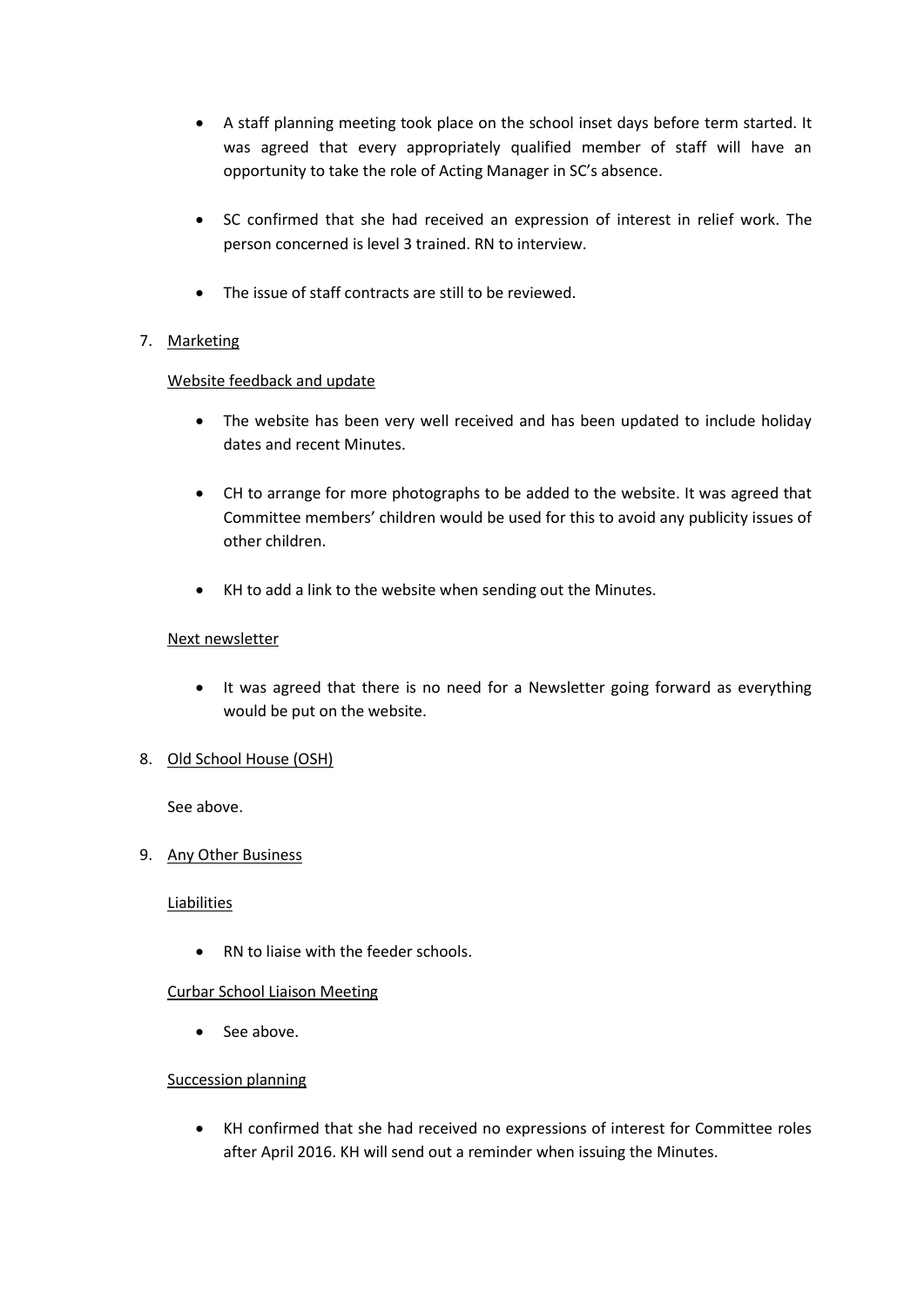- A staff planning meeting took place on the school inset days before term started. It was agreed that every appropriately qualified member of staff will have an opportunity to take the role of Acting Manager in SC's absence.

- SC confirmed that she had received an expression of interest in relief work. The person concerned is level 3 trained. RN to interview.

- The issue of staff contracts are still to be reviewed.

7. <u>Marketing</u>

<u>Website feedback and update</u>

- The website has been very well received and has been updated to include holiday dates and recent Minutes.

- CH to arrange for more photographs to be added to the website. It was agreed that Committee members' children would be used for this to avoid any publicity issues of other children.

- KH to add a link to the website when sending out the Minutes.

<u>Next newsletter</u>

- It was agreed that there is no need for a Newsletter going forward as everything would be put on the website.

8. <u>Old School House (OSH)</u>

See above.

9. <u>Any Other Business</u>

<u>Liabilities</u>

- RN to liaise with the feeder schools.

<u>Curbar School Liaison Meeting</u>

- See above.

<u>Succession planning</u>

- KH confirmed that she had received no expressions of interest for Committee roles after April 2016. KH will send out a reminder when issuing the Minutes.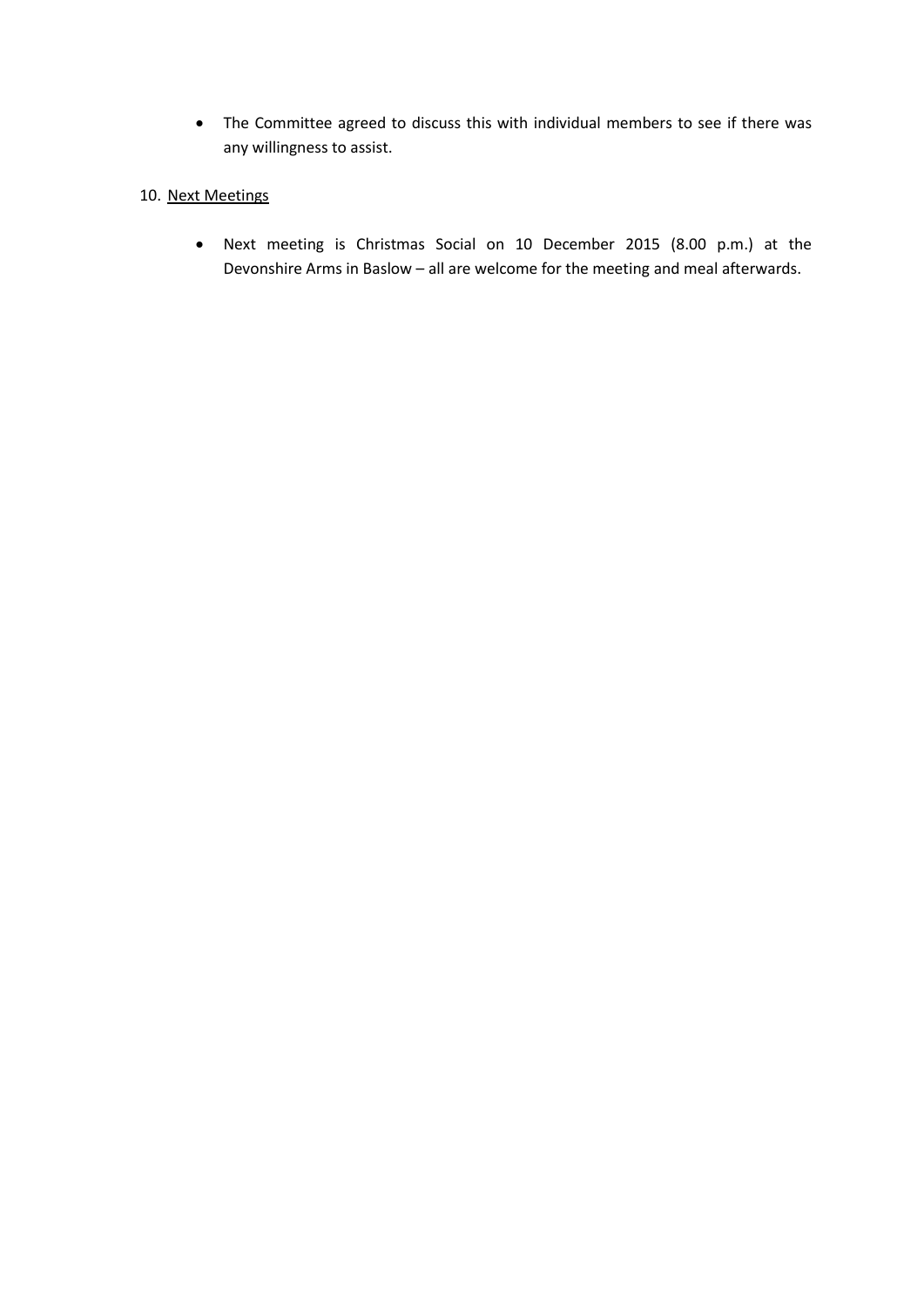- The Committee agreed to discuss this with individual members to see if there was any willingness to assist.

10. <u>Next Meetings</u>

- Next meeting is Christmas Social on 10 December 2015 (8.00 p.m.) at the Devonshire Arms in Baslow – all are welcome for the meeting and meal afterwards.